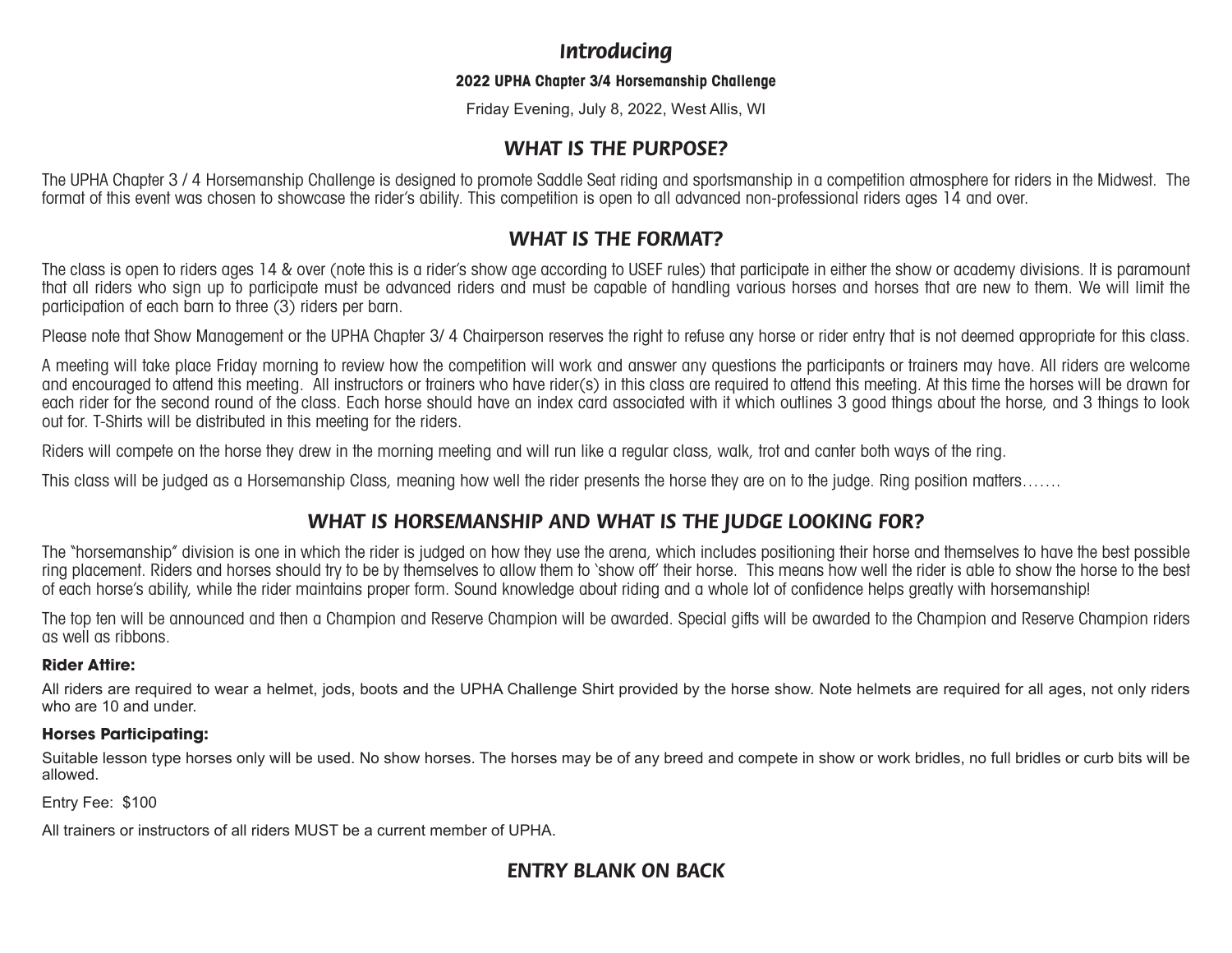# *Introducing*

**2022 UPHA Chapter 3/4 Horsemanship Challenge**

Friday Evening, July 8, 2022, West Allis, WI

## *WHAT IS THE PURPOSE?*

The UPHA Chapter 3 / 4 Horsemanship Challenge is designed to promote Saddle Seat riding and sportsmanship in a competition atmosphere for riders in the Midwest. The format of this event was chosen to showcase the rider's ability. This competition is open to all advanced non-professional riders ages 14 and over.

## *WHAT IS THE FORMAT?*

The class is open to riders ages 14 & over (note this is a rider's show age according to USEF rules) that participate in either the show or academy divisions. It is paramount that all riders who sign up to participate must be advanced riders and must be capable of handling various horses and horses that are new to them. We will limit the participation of each barn to three (3) riders per barn.

Please note that Show Management or the UPHA Chapter 3/ 4 Chairperson reserves the right to refuse any horse or rider entry that is not deemed appropriate for this class.

A meeting will take place Friday morning to review how the competition will work and answer any questions the participants or trainers may have. All riders are welcome and encouraged to attend this meeting. All instructors or trainers who have rider(s) in this class are required to attend this meeting. At this time the horses will be drawn for each rider for the second round of the class. Each horse should have an index card associated with it which outlines 3 good things about the horse, and 3 things to look out for. T-Shirts will be distributed in this meeting for the riders.

Riders will compete on the horse they drew in the morning meeting and will run like a regular class, walk, trot and canter both ways of the ring.

This class will be judged as a Horsemanship Class, meaning how well the rider presents the horse they are on to the judge. Ring position matters…….

## *WHAT IS HORSEMANSHIP AND WHAT IS THE JUDGE LOOKING FOR?*

The "horsemanship" division is one in which the rider is judged on how they use the arena, which includes positioning their horse and themselves to have the best possible ring placement. Riders and horses should try to be by themselves to allow them to 'show off' their horse. This means how well the rider is able to show the horse to the best of each horse's ability, while the rider maintains proper form. Sound knowledge about riding and a whole lot of confidence helps greatly with horsemanship!

The top ten will be announced and then a Champion and Reserve Champion will be awarded. Special gifts will be awarded to the Champion and Reserve Champion riders as well as ribbons.

**Rider Attire:**

All riders are required to wear a helmet, jods, boots and the UPHA Challenge Shirt provided by the horse show. Note helmets are required for all ages, not only riders who are 10 and under.

**Horses Participating:**

Suitable lesson type horses only will be used. No show horses. The horses may be of any breed and compete in show or work bridles, no full bridles or curb bits will be allowed.

Entry Fee: $100

All trainers or instructors of all riders MUST be a current member of UPHA.

## *ENTRY BLANK ON BACK*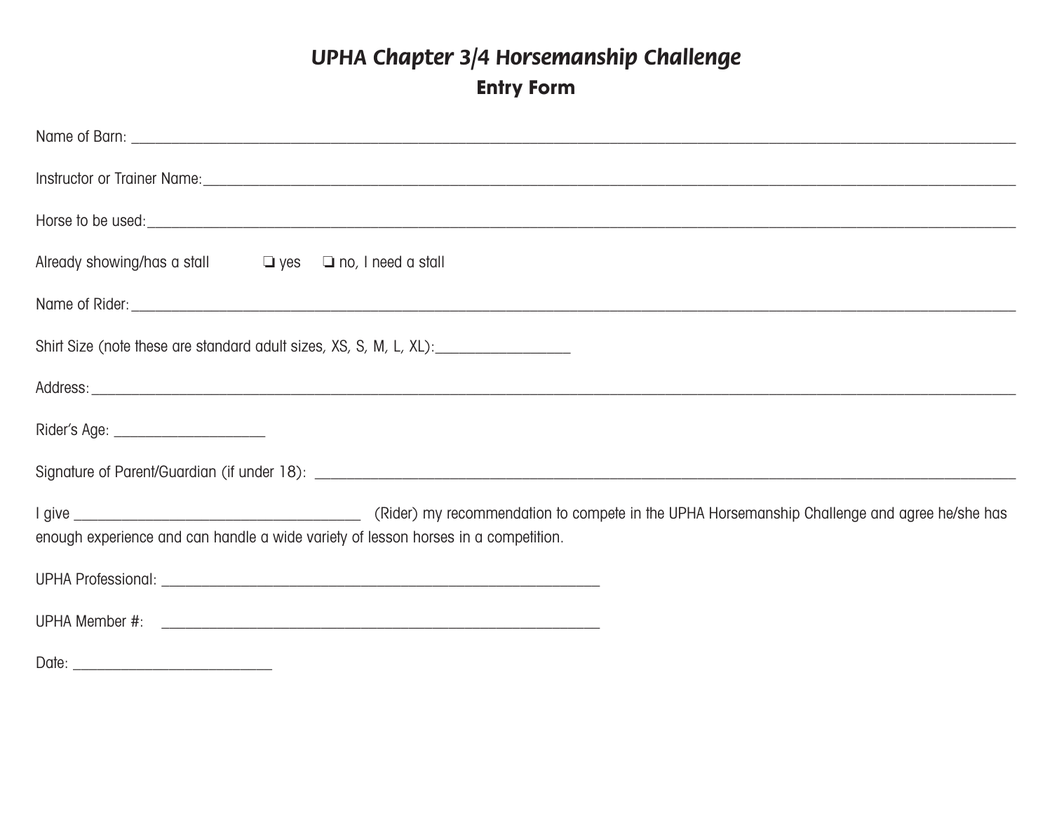# UPHA Chapter 3/4 Horsemanship Challenge

## Entry Form

Name of Barn: ____________________________________________________________________________

Instructor or Trainer Name: ____________________________________________________________________

Horse to be used: _________________________________________________________________________

Already showing/has a stall ❑ yes ❑ no, I need a stall

Name of Rider: ___________________________________________________________________________

Shirt Size (note these are standard adult sizes, XS, S, M, L, XL): _______________

Address: _______________________________________________________________________________

Rider's Age: ________________

Signature of Parent/Guardian (if under 18): __________________________________________________

I give ________________________________ (Rider) my recommendation to compete in the UPHA Horsemanship Challenge and agree he/she has enough experience and can handle a wide variety of lesson horses in a competition.

UPHA Professional: ______________________________________________

UPHA Member #: ______________________________________________

Date: ______________________